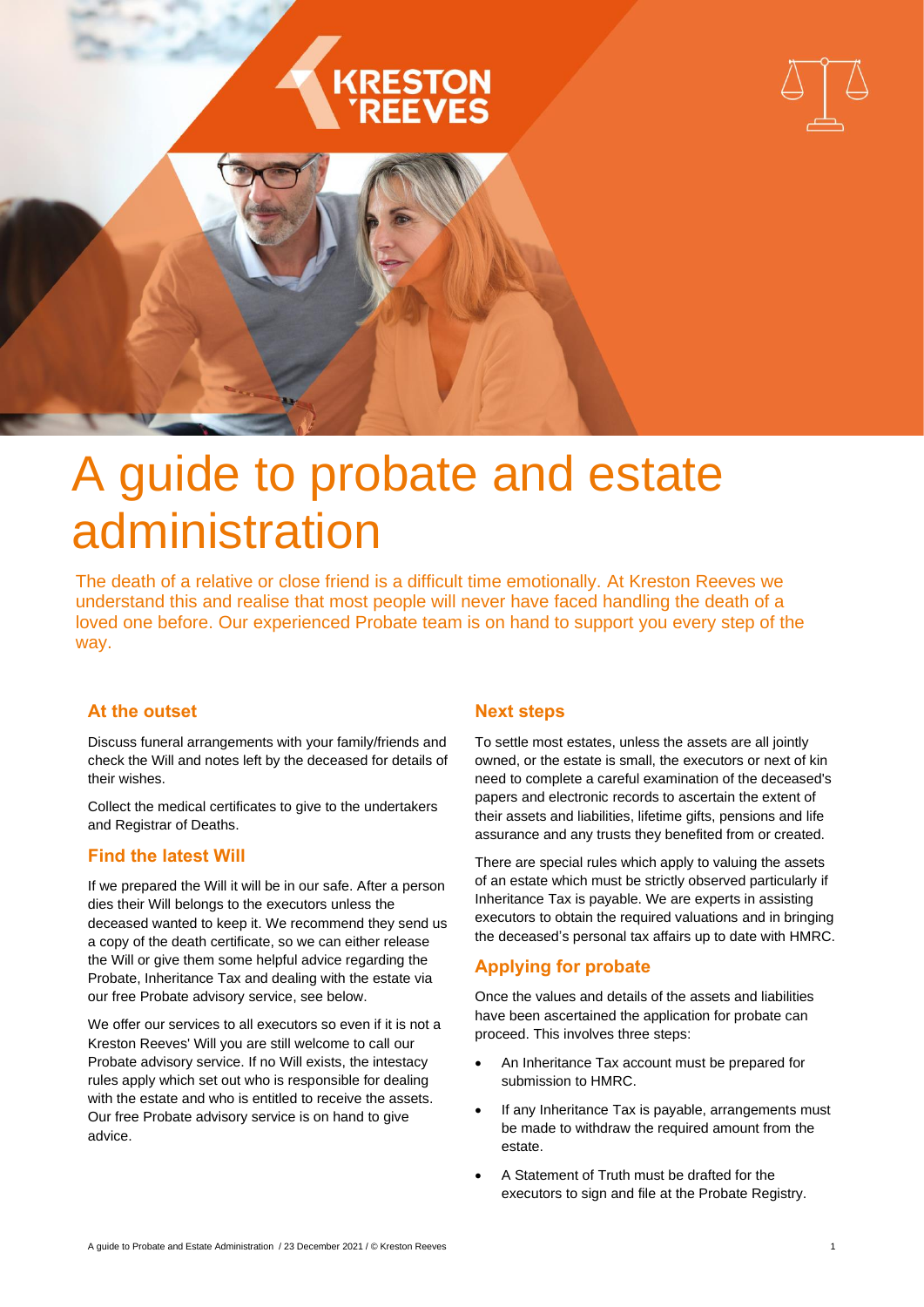# A guide to probate and estate administration

The death of a relative or close friend is a difficult time emotionally. At Kreston Reeves we understand this and realise that most people will never have faced handling the death of a loved one before. Our experienced Probate team is on hand to support you every step of the way.

## At the outset

Discuss funeral arrangements with your family/friends and check the Will and notes left by the deceased for details of their wishes.

Collect the medical certificates to give to the undertakers and Registrar of Deaths.

## Find the latest Will

If we prepared the Will it will be in our safe. After a person dies their Will belongs to the executors unless the deceased wanted to keep it. We recommend they send us a copy of the death certificate, so we can either release the Will or give them some helpful advice regarding the Probate, Inheritance Tax and dealing with the estate via our free Probate advisory service, see below.

We offer our services to all executors so even if it is not a Kreston Reeves' Will you are still welcome to call our Probate advisory service. If no Will exists, the intestacy rules apply which set out who is responsible for dealing with the estate and who is entitled to receive the assets. Our free Probate advisory service is on hand to give advice.

## Next steps

To settle most estates, unless the assets are all jointly owned, or the estate is small, the executors or next of kin need to complete a careful examination of the deceased's papers and electronic records to ascertain the extent of their assets and liabilities, lifetime gifts, pensions and life assurance and any trusts they benefited from or created.

There are special rules which apply to valuing the assets of an estate which must be strictly observed particularly if Inheritance Tax is payable. We are experts in assisting executors to obtain the required valuations and in bringing the deceased's personal tax affairs up to date with HMRC.

## Applying for probate

Once the values and details of the assets and liabilities have been ascertained the application for probate can proceed. This involves three steps:

- An Inheritance Tax account must be prepared for submission to HMRC.
- If any Inheritance Tax is payable, arrangements must be made to withdraw the required amount from the estate.
- A Statement of Truth must be drafted for the executors to sign and file at the Probate Registry.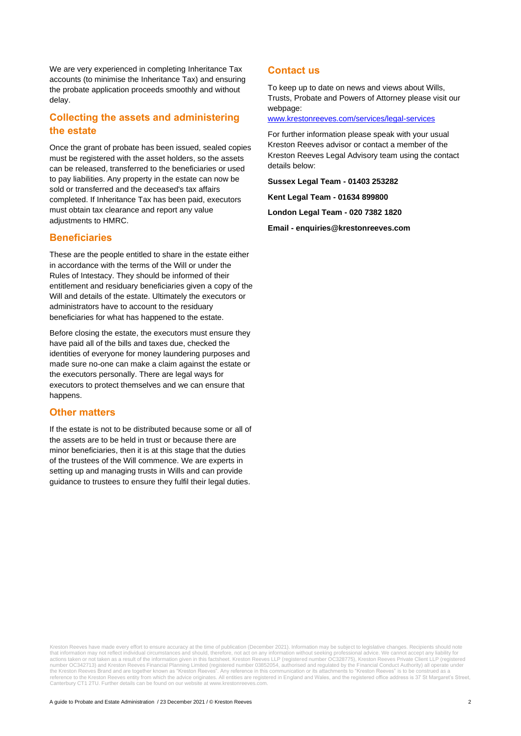We are very experienced in completing Inheritance Tax accounts (to minimise the Inheritance Tax) and ensuring the probate application proceeds smoothly and without delay.

## Collecting the assets and administering the estate

Once the grant of probate has been issued, sealed copies must be registered with the asset holders, so the assets can be released, transferred to the beneficiaries or used to pay liabilities. Any property in the estate can now be sold or transferred and the deceased's tax affairs completed. If Inheritance Tax has been paid, executors must obtain tax clearance and report any value adjustments to HMRC.

## Beneficiaries

These are the people entitled to share in the estate either in accordance with the terms of the Will or under the Rules of Intestacy. They should be informed of their entitlement and residuary beneficiaries given a copy of the Will and details of the estate. Ultimately the executors or administrators have to account to the residuary beneficiaries for what has happened to the estate.

Before closing the estate, the executors must ensure they have paid all of the bills and taxes due, checked the identities of everyone for money laundering purposes and made sure no-one can make a claim against the estate or the executors personally. There are legal ways for executors to protect themselves and we can ensure that happens.

## Other matters

If the estate is not to be distributed because some or all of the assets are to be held in trust or because there are minor beneficiaries, then it is at this stage that the duties of the trustees of the Will commence. We are experts in setting up and managing trusts in Wills and can provide guidance to trustees to ensure they fulfil their legal duties.

## Contact us

To keep up to date on news and views about Wills, Trusts, Probate and Powers of Attorney please visit our webpage:
www.krestonreeves.com/services/legal-services

For further information please speak with your usual Kreston Reeves advisor or contact a member of the Kreston Reeves Legal Advisory team using the contact details below:

**Sussex Legal Team - 01403 253282**

**Kent Legal Team - 01634 899800**

**London Legal Team - 020 7382 1820**

**Email - enquiries@krestonreeves.com**

Kreston Reeves have made every effort to ensure accuracy at the time of publication (December 2021). Information may be subject to legislative changes. Recipients should note that information may not reflect individual circumstances and should, therefore, not act on any information without seeking professional advice. We cannot accept any liability for actions taken or not taken as a result of the information given in this factsheet. Kreston Reeves LLP (registered number OC328775), Kreston Reeves Private Client LLP (registered number OC342713) and Kreston Reeves Financial Planning Limited (registered number 03852054, authorised and regulated by the Financial Conduct Authority) all operate under the Kreston Reeves Brand and are together known as "Kreston Reeves". Any reference in this communication or its attachments to "Kreston Reeves" is to be construed as a reference to the Kreston Reeves entity from which the advice originates. All entities are registered in England and Wales, and the registered office address is 37 St Margaret's Street, Canterbury CT1 2TU. Further details can be found on our website at www.krestonreeves.com.